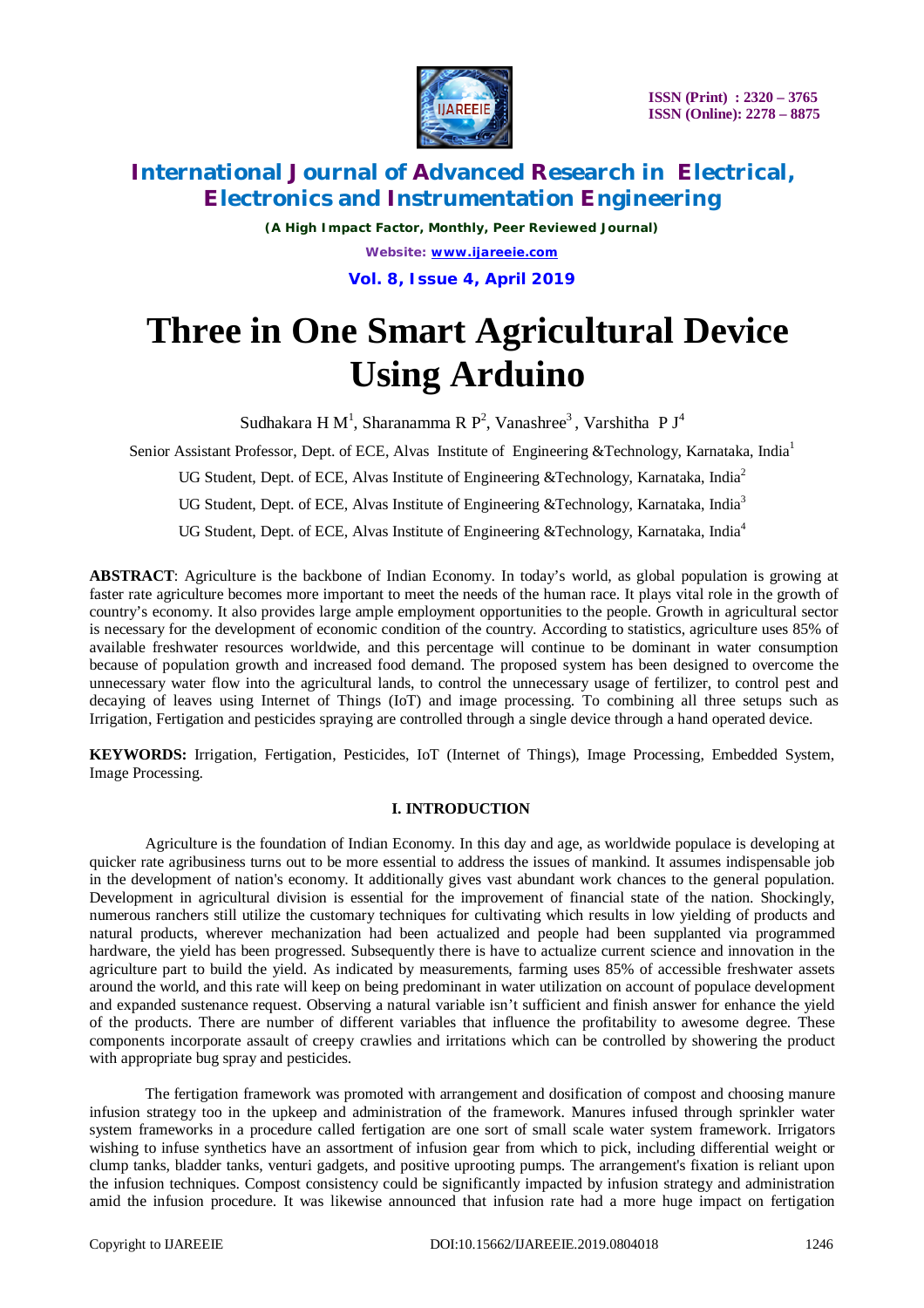# Three in One Smart Agricultural Device Using Arduino

Sudhakara H M[1], Sharanamma R P[2], Vanashree[3], Varshitha P J[4]

Senior Assistant Professor, Dept. of ECE, Alvas Institute of Engineering &Technology, Karnataka, India[1]

UG Student, Dept. of ECE, Alvas Institute of Engineering &Technology, Karnataka, India[2]

UG Student, Dept. of ECE, Alvas Institute of Engineering &Technology, Karnataka, India[3]

UG Student, Dept. of ECE, Alvas Institute of Engineering &Technology, Karnataka, India[4]

**ABSTRACT**: Agriculture is the backbone of Indian Economy. In today's world, as global population is growing at faster rate agriculture becomes more important to meet the needs of the human race. It plays vital role in the growth of country's economy. It also provides large ample employment opportunities to the people. Growth in agricultural sector is necessary for the development of economic condition of the country. According to statistics, agriculture uses 85% of available freshwater resources worldwide, and this percentage will continue to be dominant in water consumption because of population growth and increased food demand. The proposed system has been designed to overcome the unnecessary water flow into the agricultural lands, to control the unnecessary usage of fertilizer, to control pest and decaying of leaves using Internet of Things (IoT) and image processing. To combining all three setups such as Irrigation, Fertigation and pesticides spraying are controlled through a single device through a hand operated device.

**KEYWORDS:** Irrigation, Fertigation, Pesticides, IoT (Internet of Things), Image Processing, Embedded System, Image Processing.

## I. INTRODUCTION

Agriculture is the foundation of Indian Economy. In this day and age, as worldwide populace is developing at quicker rate agribusiness turns out to be more essential to address the issues of mankind. It assumes indispensable job in the development of nation's economy. It additionally gives vast abundant work chances to the general population. Development in agricultural division is essential for the improvement of financial state of the nation. Shockingly, numerous ranchers still utilize the customary techniques for cultivating which results in low yielding of products and natural products, wherever mechanization had been actualized and people had been supplanted via programmed hardware, the yield has been progressed. Subsequently there is have to actualize current science and innovation in the agriculture part to build the yield. As indicated by measurements, farming uses 85% of accessible freshwater assets around the world, and this rate will keep on being predominant in water utilization on account of populace development and expanded sustenance request. Observing a natural variable isn't sufficient and finish answer for enhance the yield of the products. There are number of different variables that influence the profitability to awesome degree. These components incorporate assault of creepy crawlies and irritations which can be controlled by showering the product with appropriate bug spray and pesticides.

The fertigation framework was promoted with arrangement and dosification of compost and choosing manure infusion strategy too in the upkeep and administration of the framework. Manures infused through sprinkler water system frameworks in a procedure called fertigation are one sort of small scale water system framework. Irrigators wishing to infuse synthetics have an assortment of infusion gear from which to pick, including differential weight or clump tanks, bladder tanks, venturi gadgets, and positive uprooting pumps. The arrangement's fixation is reliant upon the infusion techniques. Compost consistency could be significantly impacted by infusion strategy and administration amid the infusion procedure. It was likewise announced that infusion rate had a more huge impact on fertigation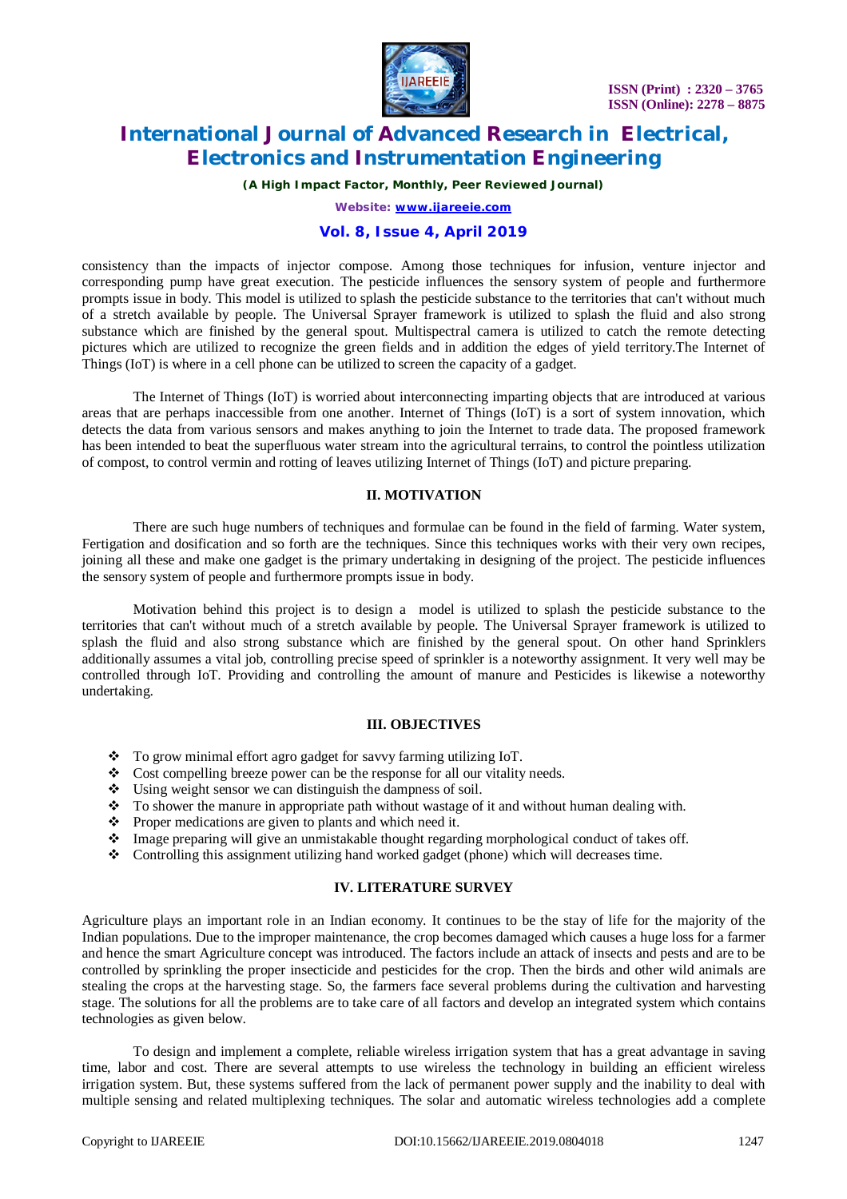consistency than the impacts of injector compose. Among those techniques for infusion, venture injector and corresponding pump have great execution. The pesticide influences the sensory system of people and furthermore prompts issue in body. This model is utilized to splash the pesticide substance to the territories that can't without much of a stretch available by people. The Universal Sprayer framework is utilized to splash the fluid and also strong substance which are finished by the general spout. Multispectral camera is utilized to catch the remote detecting pictures which are utilized to recognize the green fields and in addition the edges of yield territory.The Internet of Things (IoT) is where in a cell phone can be utilized to screen the capacity of a gadget.

The Internet of Things (IoT) is worried about interconnecting imparting objects that are introduced at various areas that are perhaps inaccessible from one another. Internet of Things (IoT) is a sort of system innovation, which detects the data from various sensors and makes anything to join the Internet to trade data. The proposed framework has been intended to beat the superfluous water stream into the agricultural terrains, to control the pointless utilization of compost, to control vermin and rotting of leaves utilizing Internet of Things (IoT) and picture preparing.

## II. MOTIVATION

There are such huge numbers of techniques and formulae can be found in the field of farming. Water system, Fertigation and dosification and so forth are the techniques. Since this techniques works with their very own recipes, joining all these and make one gadget is the primary undertaking in designing of the project. The pesticide influences the sensory system of people and furthermore prompts issue in body.

Motivation behind this project is to design a model is utilized to splash the pesticide substance to the territories that can't without much of a stretch available by people. The Universal Sprayer framework is utilized to splash the fluid and also strong substance which are finished by the general spout. On other hand Sprinklers additionally assumes a vital job, controlling precise speed of sprinkler is a noteworthy assignment. It very well may be controlled through IoT. Providing and controlling the amount of manure and Pesticides is likewise a noteworthy undertaking.

## III. OBJECTIVES

- To grow minimal effort agro gadget for savvy farming utilizing IoT.
- Cost compelling breeze power can be the response for all our vitality needs.
- Using weight sensor we can distinguish the dampness of soil.
- To shower the manure in appropriate path without wastage of it and without human dealing with.
- Proper medications are given to plants and which need it.
- Image preparing will give an unmistakable thought regarding morphological conduct of takes off.
- Controlling this assignment utilizing hand worked gadget (phone) which will decreases time.

## IV. LITERATURE SURVEY

Agriculture plays an important role in an Indian economy. It continues to be the stay of life for the majority of the Indian populations. Due to the improper maintenance, the crop becomes damaged which causes a huge loss for a farmer and hence the smart Agriculture concept was introduced. The factors include an attack of insects and pests and are to be controlled by sprinkling the proper insecticide and pesticides for the crop. Then the birds and other wild animals are stealing the crops at the harvesting stage. So, the farmers face several problems during the cultivation and harvesting stage. The solutions for all the problems are to take care of all factors and develop an integrated system which contains technologies as given below.

To design and implement a complete, reliable wireless irrigation system that has a great advantage in saving time, labor and cost. There are several attempts to use wireless the technology in building an efficient wireless irrigation system. But, these systems suffered from the lack of permanent power supply and the inability to deal with multiple sensing and related multiplexing techniques. The solar and automatic wireless technologies add a complete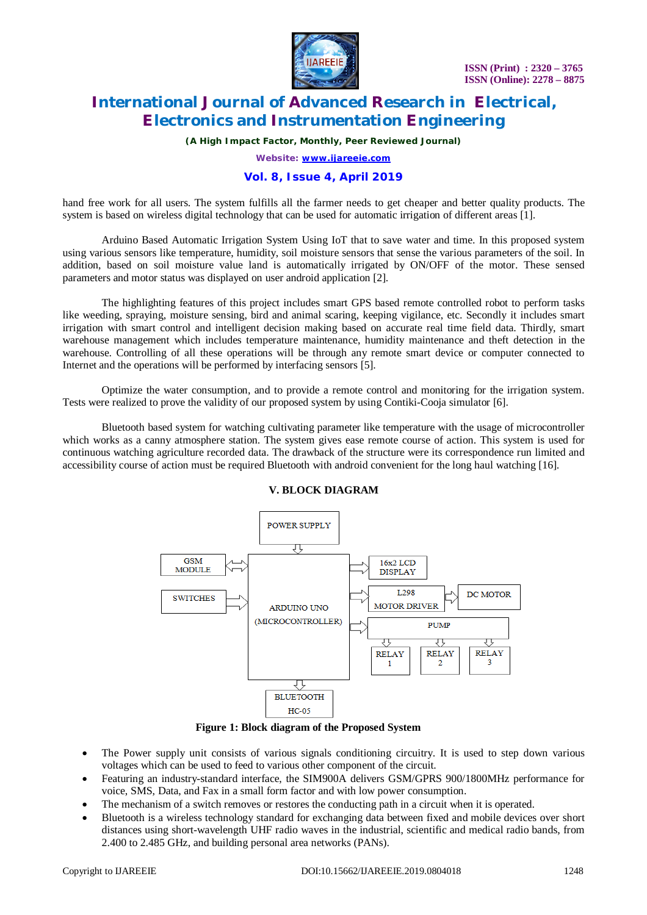hand free work for all users. The system fulfills all the farmer needs to get cheaper and better quality products. The system is based on wireless digital technology that can be used for automatic irrigation of different areas [1].

Arduino Based Automatic Irrigation System Using IoT that to save water and time. In this proposed system using various sensors like temperature, humidity, soil moisture sensors that sense the various parameters of the soil. In addition, based on soil moisture value land is automatically irrigated by ON/OFF of the motor. These sensed parameters and motor status was displayed on user android application [2].

The highlighting features of this project includes smart GPS based remote controlled robot to perform tasks like weeding, spraying, moisture sensing, bird and animal scaring, keeping vigilance, etc. Secondly it includes smart irrigation with smart control and intelligent decision making based on accurate real time field data. Thirdly, smart warehouse management which includes temperature maintenance, humidity maintenance and theft detection in the warehouse. Controlling of all these operations will be through any remote smart device or computer connected to Internet and the operations will be performed by interfacing sensors [5].

Optimize the water consumption, and to provide a remote control and monitoring for the irrigation system. Tests were realized to prove the validity of our proposed system by using Contiki-Cooja simulator [6].

Bluetooth based system for watching cultivating parameter like temperature with the usage of microcontroller which works as a canny atmosphere station. The system gives ease remote course of action. This system is used for continuous watching agriculture recorded data. The drawback of the structure were its correspondence run limited and accessibility course of action must be required Bluetooth with android convenient for the long haul watching [16].

## V. BLOCK DIAGRAM

POWER SUPPLY

GSM MODULE

SWITCHES

ARDUINO UNO (MICROCONTROLLER)

16x2 LCD DISPLAY

L298 MOTOR DRIVER

DC MOTOR

PUMP

RELAY 1

RELAY 2

RELAY 3

BLUETOOTH HC-05

**Figure 1: Block diagram of the Proposed System**

- The Power supply unit consists of various signals conditioning circuitry. It is used to step down various voltages which can be used to feed to various other component of the circuit.
- Featuring an industry-standard interface, the SIM900A delivers GSM/GPRS 900/1800MHz performance for voice, SMS, Data, and Fax in a small form factor and with low power consumption.
- The mechanism of a switch removes or restores the conducting path in a circuit when it is operated.
- Bluetooth is a wireless technology standard for exchanging data between fixed and mobile devices over short distances using short-wavelength UHF radio waves in the industrial, scientific and medical radio bands, from 2.400 to 2.485 GHz, and building personal area networks (PANs).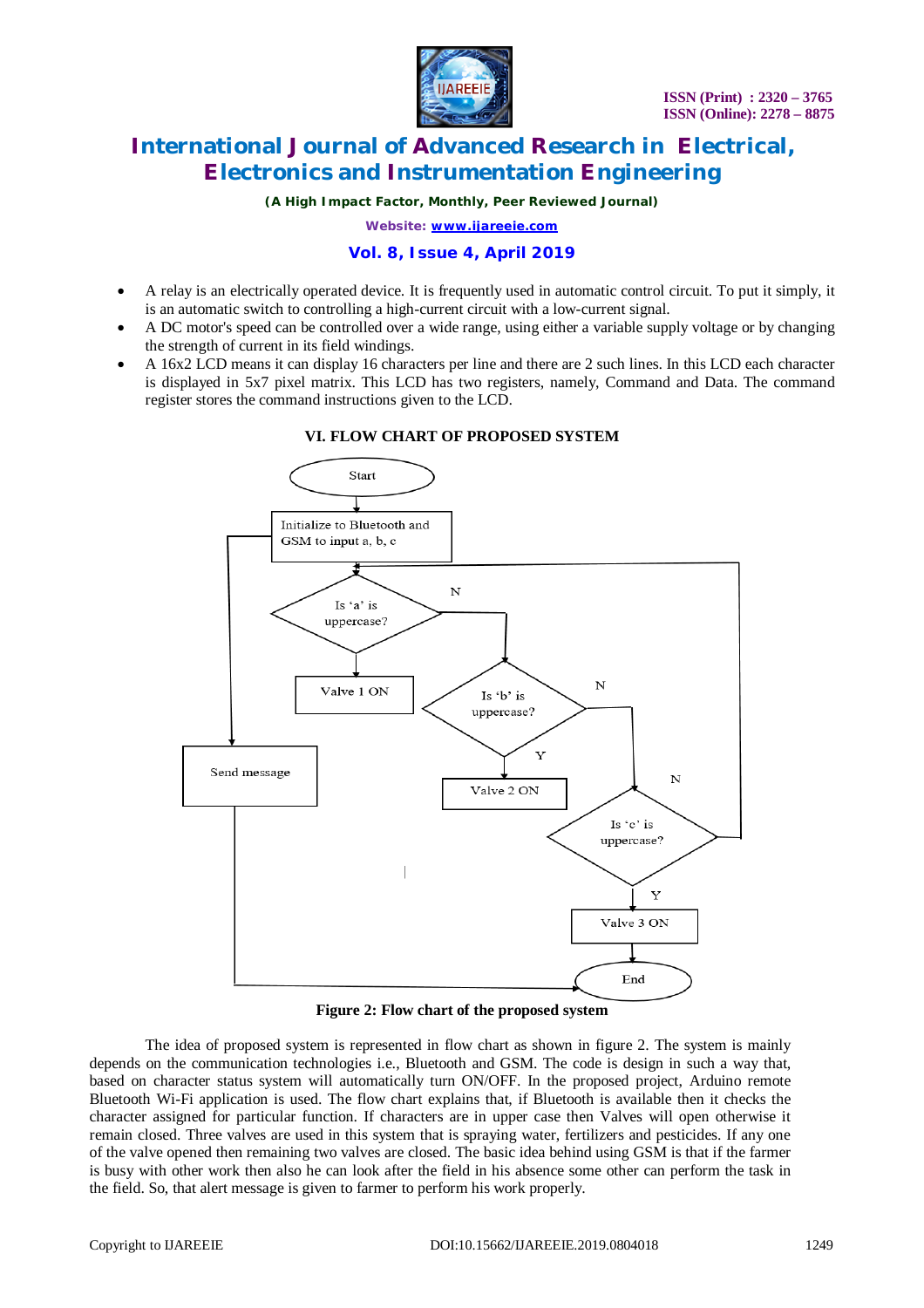- A relay is an electrically operated device. It is frequently used in automatic control circuit. To put it simply, it is an automatic switch to controlling a high-current circuit with a low-current signal.
- A DC motor's speed can be controlled over a wide range, using either a variable supply voltage or by changing the strength of current in its field windings.
- A 16x2 LCD means it can display 16 characters per line and there are 2 such lines. In this LCD each character is displayed in 5x7 pixel matrix. This LCD has two registers, namely, Command and Data. The command register stores the command instructions given to the LCD.

## VI. FLOW CHART OF PROPOSED SYSTEM

Start

Initialize to Bluetooth and GSM to input a, b, c

Is 'a' is uppercase?

N

Valve 1 ON

Is 'b' is uppercase?

N

Y

Send message

Valve 2 ON

N

Is 'c' is uppercase?

Y

Valve 3 ON

End

**Figure 2: Flow chart of the proposed system**

The idea of proposed system is represented in flow chart as shown in figure 2. The system is mainly depends on the communication technologies i.e., Bluetooth and GSM. The code is design in such a way that, based on character status system will automatically turn ON/OFF. In the proposed project, Arduino remote Bluetooth Wi-Fi application is used. The flow chart explains that, if Bluetooth is available then it checks the character assigned for particular function. If characters are in upper case then Valves will open otherwise it remain closed. Three valves are used in this system that is spraying water, fertilizers and pesticides. If any one of the valve opened then remaining two valves are closed. The basic idea behind using GSM is that if the farmer is busy with other work then also he can look after the field in his absence some other can perform the task in the field. So, that alert message is given to farmer to perform his work properly.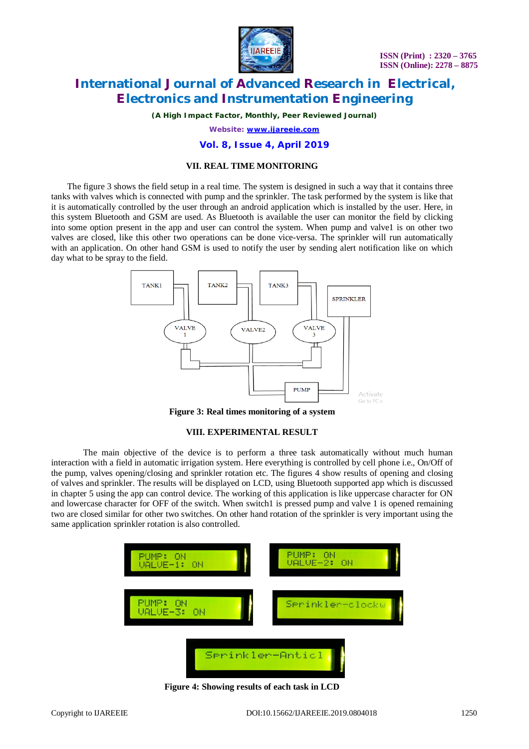## VII. REAL TIME MONITORING

The figure 3 shows the field setup in a real time. The system is designed in such a way that it contains three tanks with valves which is connected with pump and the sprinkler. The task performed by the system is like that it is automatically controlled by the user through an android application which is installed by the user. Here, in this system Bluetooth and GSM are used. As Bluetooth is available the user can monitor the field by clicking into some option present in the app and user can control the system. When pump and valve1 is on other two valves are closed, like this other two operations can be done vice-versa. The sprinkler will run automatically with an application. On other hand GSM is used to notify the user by sending alert notification like on which day what to be spray to the field.

**Figure 3: Real times monitoring of a system**

## VIII. EXPERIMENTAL RESULT

The main objective of the device is to perform a three task automatically without much human interaction with a field in automatic irrigation system. Here everything is controlled by cell phone i.e., On/Off of the pump, valves opening/closing and sprinkler rotation etc. The figures 4 show results of opening and closing of valves and sprinkler. The results will be displayed on LCD, using Bluetooth supported app which is discussed in chapter 5 using the app can control device. The working of this application is like uppercase character for ON and lowercase character for OFF of the switch. When switch1 is pressed pump and valve 1 is opened remaining two are closed similar for other two switches. On other hand rotation of the sprinkler is very important using the same application sprinkler rotation is also controlled.

**Figure 4: Showing results of each task in LCD**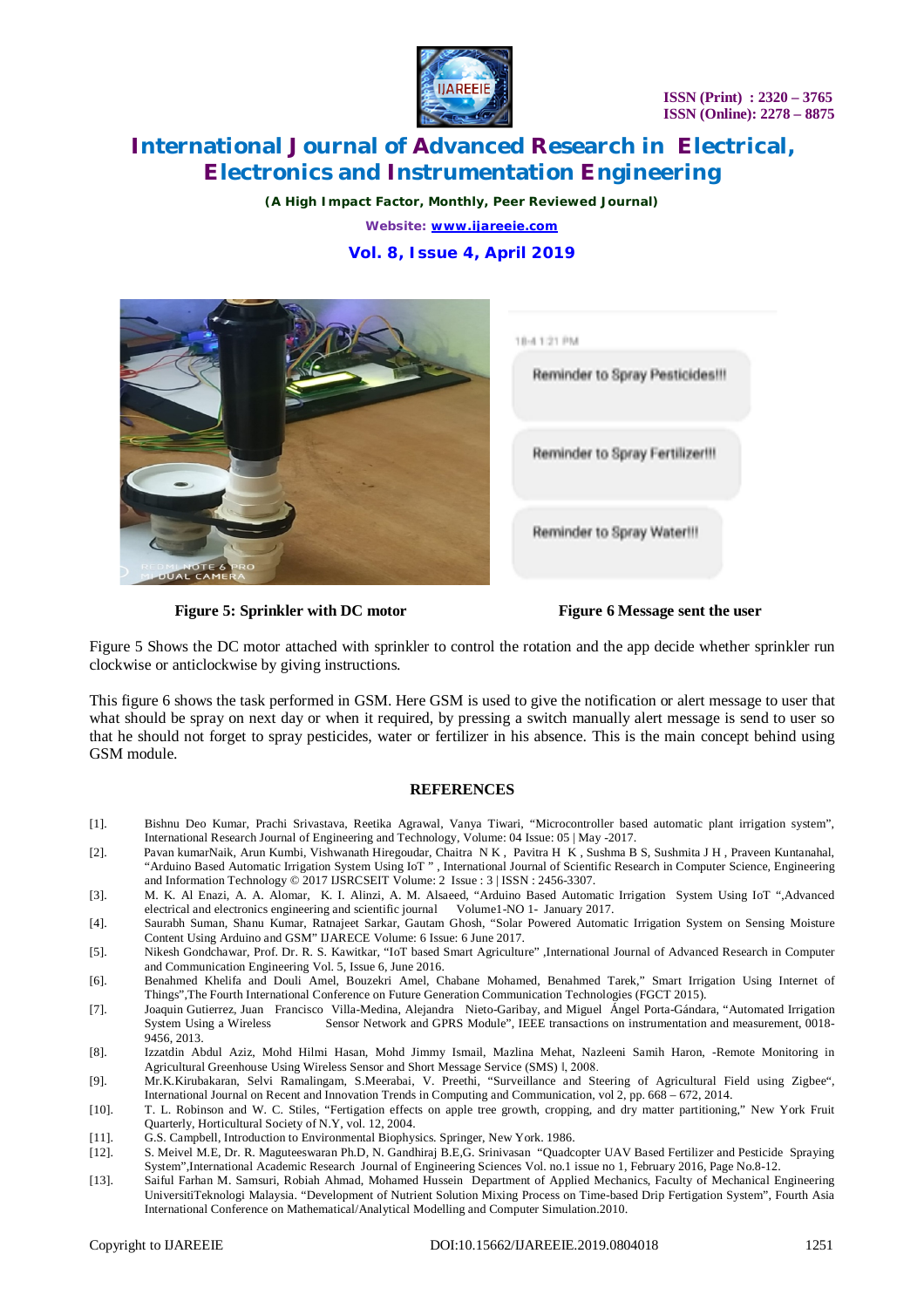Figure 5: Sprinkler with DC motor

Figure 6 Message sent the user

Figure 5 Shows the DC motor attached with sprinkler to control the rotation and the app decide whether sprinkler run clockwise or anticlockwise by giving instructions.

This figure 6 shows the task performed in GSM. Here GSM is used to give the notification or alert message to user that what should be spray on next day or when it required, by pressing a switch manually alert message is send to user so that he should not forget to spray pesticides, water or fertilizer in his absence. This is the main concept behind using GSM module.

## REFERENCES

[1]. Bishnu Deo Kumar, Prachi Srivastava, Reetika Agrawal, Vanya Tiwari, "Microcontroller based automatic plant irrigation system", International Research Journal of Engineering and Technology, Volume: 04 Issue: 05 | May -2017.

[2]. Pavan kumarNaik, Arun Kumbi, Vishwanath Hiregoudar, Chaitra N K , Pavitra H K , Sushma B S, Sushmita J H , Praveen Kuntanahal, "Arduino Based Automatic Irrigation System Using IoT " , International Journal of Scientific Research in Computer Science, Engineering and Information Technology © 2017 IJSRCSEIT Volume: 2 Issue : 3 | ISSN : 2456-3307.

[3]. M. K. Al Enazi, A. A. Alomar, K. I. Alinzi, A. M. Alsaeed, "Arduino Based Automatic Irrigation System Using IoT ",Advanced electrical and electronics engineering and scientific journal Volume1-NO 1- January 2017.

[4]. Saurabh Suman, Shanu Kumar, Ratnajeet Sarkar, Gautam Ghosh, "Solar Powered Automatic Irrigation System on Sensing Moisture Content Using Arduino and GSM" IJARECE Volume: 6 Issue: 6 June 2017.

[5]. Nikesh Gondchawar, Prof. Dr. R. S. Kawitkar, "IoT based Smart Agriculture" ,International Journal of Advanced Research in Computer and Communication Engineering Vol. 5, Issue 6, June 2016.

[6]. Benahmed Khelifa and Douli Amel, Bouzekri Amel, Chabane Mohamed, Benahmed Tarek," Smart Irrigation Using Internet of Things",The Fourth International Conference on Future Generation Communication Technologies (FGCT 2015).

[7]. Joaquin Gutierrez, Juan Francisco Villa-Medina, Alejandra Nieto-Garibay, and Miguel Ángel Porta-Gándara, "Automated Irrigation System Using a Wireless Sensor Network and GPRS Module", IEEE transactions on instrumentation and measurement, 0018-9456, 2013.

[8]. Izzatdin Abdul Aziz, Mohd Hilmi Hasan, Mohd Jimmy Ismail, Mazlina Mehat, Nazleeni Samih Haron, -Remote Monitoring in Agricultural Greenhouse Using Wireless Sensor and Short Message Service (SMS) ‖, 2008.

[9]. Mr.K.Kirubakaran, Selvi Ramalingam, S.Meerabai, V. Preethi, "Surveillance and Steering of Agricultural Field using Zigbee", International Journal on Recent and Innovation Trends in Computing and Communication, vol 2, pp. 668 – 672, 2014.

[10]. T. L. Robinson and W. C. Stiles, "Fertigation effects on apple tree growth, cropping, and dry matter partitioning," New York Fruit Quarterly, Horticultural Society of N.Y, vol. 12, 2004.

[11]. G.S. Campbell, Introduction to Environmental Biophysics. Springer, New York. 1986.

[12]. S. Meivel M.E, Dr. R. Maguteeswaran Ph.D, N. Gandhiraj B.E,G. Srinivasan "Quadcopter UAV Based Fertilizer and Pesticide Spraying System",International Academic Research Journal of Engineering Sciences Vol. no.1 issue no 1, February 2016, Page No.8-12.

[13]. Saiful Farhan M. Samsuri, Robiah Ahmad, Mohamed Hussein Department of Applied Mechanics, Faculty of Mechanical Engineering UniversitiTeknologi Malaysia. "Development of Nutrient Solution Mixing Process on Time-based Drip Fertigation System", Fourth Asia International Conference on Mathematical/Analytical Modelling and Computer Simulation.2010.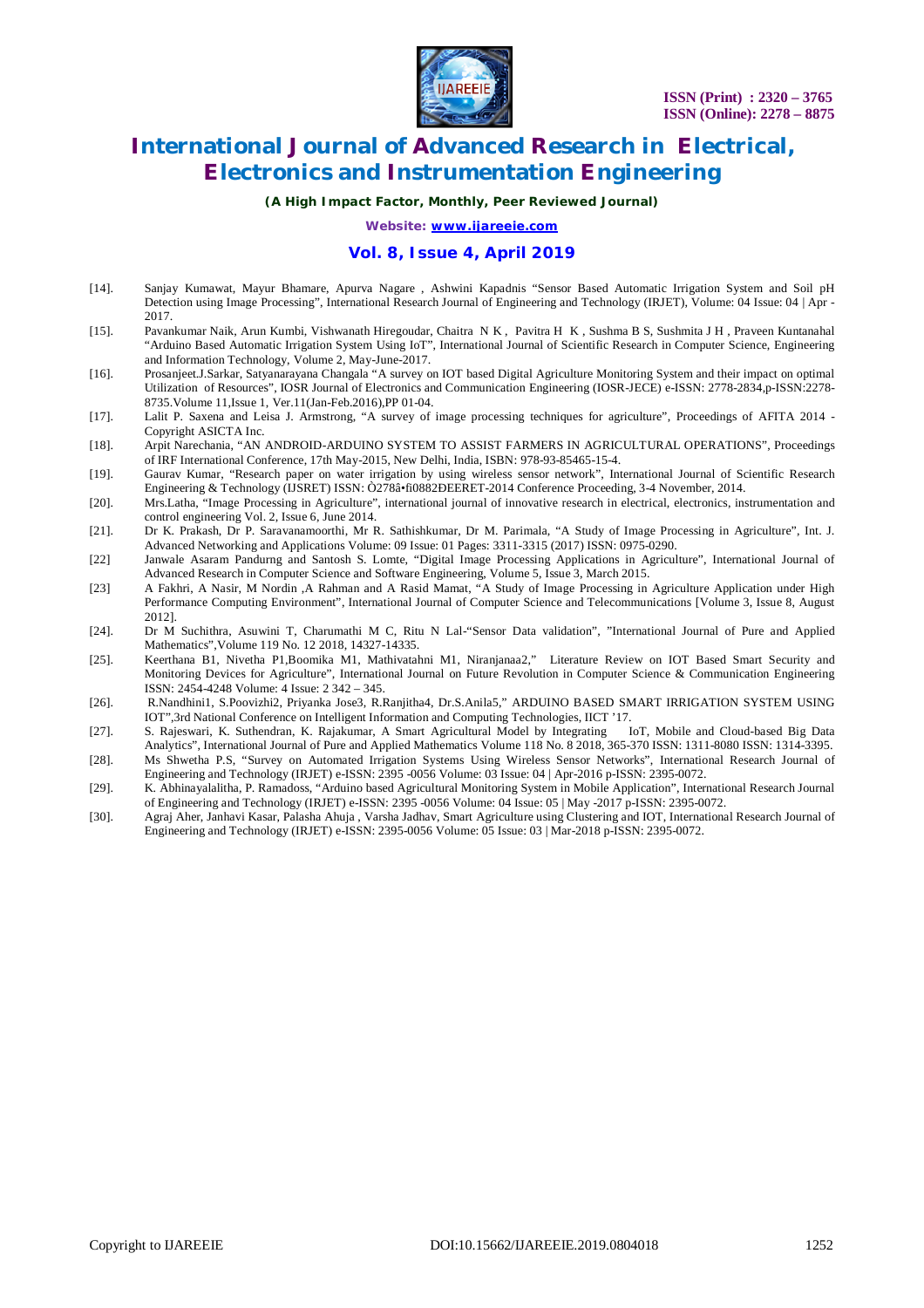[14]. Sanjay Kumawat, Mayur Bhamare, Apurva Nagare , Ashwini Kapadnis "Sensor Based Automatic Irrigation System and Soil pH Detection using Image Processing", International Research Journal of Engineering and Technology (IRJET), Volume: 04 Issue: 04 | Apr -2017.

[15]. Pavankumar Naik, Arun Kumbi, Vishwanath Hiregoudar, Chaitra N K , Pavitra H K , Sushma B S, Sushmita J H , Praveen Kuntanahal "Arduino Based Automatic Irrigation System Using IoT", International Journal of Scientific Research in Computer Science, Engineering and Information Technology, Volume 2, May-June-2017.

[16]. Prosanjeet.J.Sarkar, Satyanarayana Changala "A survey on IOT based Digital Agriculture Monitoring System and their impact on optimal Utilization of Resources", IOSR Journal of Electronics and Communication Engineering (IOSR-JECE) e-ISSN: 2778-2834,p-ISSN:2278-8735.Volume 11,Issue 1, Ver.11(Jan-Feb.2016),PP 01-04.

[17]. Lalit P. Saxena and Leisa J. Armstrong, "A survey of image processing techniques for agriculture", Proceedings of AFITA 2014 - Copyright ASICTA Inc.

[18]. Arpit Narechania, "AN ANDROID-ARDUINO SYSTEM TO ASSIST FARMERS IN AGRICULTURAL OPERATIONS", Proceedings of IRF International Conference, 17th May-2015, New Delhi, India, ISBN: 978-93-85465-15-4.

[19]. Gaurav Kumar, "Research paper on water irrigation by using wireless sensor network", International Journal of Scientific Research Engineering & Technology (IJSRET) ISSN: Ò278â•fi0882ÐEERET-2014 Conference Proceeding, 3-4 November, 2014.

[20]. Mrs.Latha, "Image Processing in Agriculture", international journal of innovative research in electrical, electronics, instrumentation and control engineering Vol. 2, Issue 6, June 2014.

[21]. Dr K. Prakash, Dr P. Saravanamoorthi, Mr R. Sathishkumar, Dr M. Parimala, "A Study of Image Processing in Agriculture", Int. J. Advanced Networking and Applications Volume: 09 Issue: 01 Pages: 3311-3315 (2017) ISSN: 0975-0290.

[22] Janwale Asaram Pandurng and Santosh S. Lomte, "Digital Image Processing Applications in Agriculture", International Journal of Advanced Research in Computer Science and Software Engineering, Volume 5, Issue 3, March 2015.

[23] A Fakhri, A Nasir, M Nordin ,A Rahman and A Rasid Mamat, "A Study of Image Processing in Agriculture Application under High Performance Computing Environment", International Journal of Computer Science and Telecommunications [Volume 3, Issue 8, August 2012].

[24]. Dr M Suchithra, Asuwini T, Charumathi M C, Ritu N Lal-"Sensor Data validation", "International Journal of Pure and Applied Mathematics",Volume 119 No. 12 2018, 14327-14335.

[25]. Keerthana B1, Nivetha P1,Boomika M1, Mathivatahni M1, Niranjanaa2," Literature Review on IOT Based Smart Security and Monitoring Devices for Agriculture", International Journal on Future Revolution in Computer Science & Communication Engineering ISSN: 2454-4248 Volume: 4 Issue: 2 342 – 345.

[26]. R.Nandhini1, S.Poovizhi2, Priyanka Jose3, R.Ranjitha4, Dr.S.Anila5," ARDUINO BASED SMART IRRIGATION SYSTEM USING IOT",3rd National Conference on Intelligent Information and Computing Technologies, IICT '17.

[27]. S. Rajeswari, K. Suthendran, K. Rajakumar, A Smart Agricultural Model by Integrating IoT, Mobile and Cloud-based Big Data Analytics", International Journal of Pure and Applied Mathematics Volume 118 No. 8 2018, 365-370 ISSN: 1311-8080 ISSN: 1314-3395.

[28]. Ms Shwetha P.S, "Survey on Automated Irrigation Systems Using Wireless Sensor Networks", International Research Journal of Engineering and Technology (IRJET) e-ISSN: 2395 -0056 Volume: 03 Issue: 04 | Apr-2016 p-ISSN: 2395-0072.

[29]. K. Abhinayalalitha, P. Ramadoss, "Arduino based Agricultural Monitoring System in Mobile Application", International Research Journal of Engineering and Technology (IRJET) e-ISSN: 2395 -0056 Volume: 04 Issue: 05 | May -2017 p-ISSN: 2395-0072.

[30]. Agraj Aher, Janhavi Kasar, Palasha Ahuja , Varsha Jadhav, Smart Agriculture using Clustering and IOT, International Research Journal of Engineering and Technology (IRJET) e-ISSN: 2395-0056 Volume: 05 Issue: 03 | Mar-2018 p-ISSN: 2395-0072.